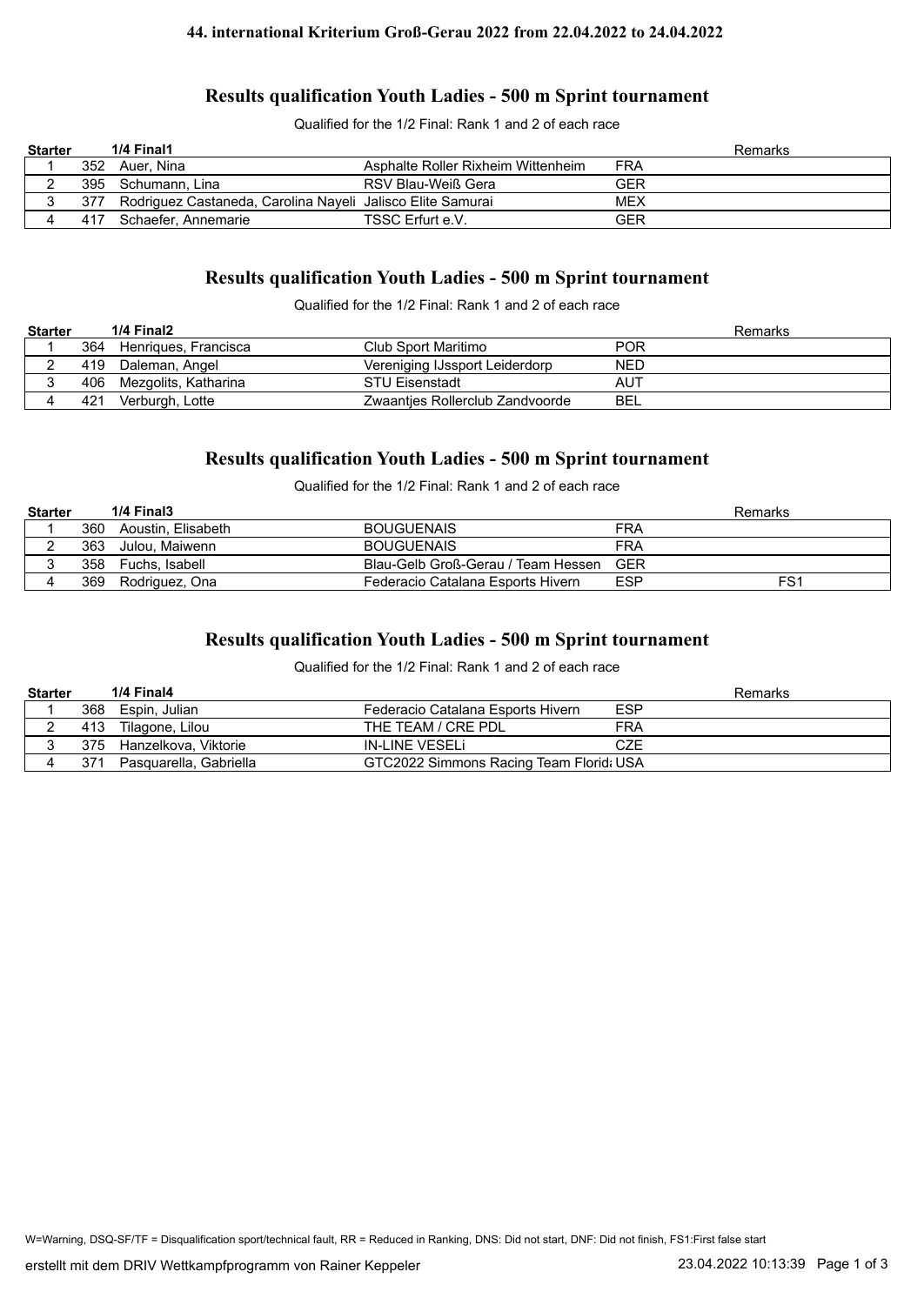**44. international Kriterium Groß-Gerau 2022 from 22.04.2022 to 24.04.2022**

## Results qualification Youth Ladies - 500 m Sprint tournament

Qualified for the 1/2 Final: Rank 1 and 2 of each race

| Starter | | 1/4 Final1 | | | Remarks |
|---|---|---|---|---|---|
| 1 | 352 | Auer, Nina | Asphalte Roller Rixheim Wittenheim | FRA | |
| 2 | 395 | Schumann, Lina | RSV Blau-Weiß Gera | GER | |
| 3 | 377 | Rodriguez Castaneda, Carolina Nayeli | Jalisco Elite Samurai | MEX | |
| 4 | 417 | Schaefer, Annemarie | TSSC Erfurt e.V. | GER | |

## Results qualification Youth Ladies - 500 m Sprint tournament

Qualified for the 1/2 Final: Rank 1 and 2 of each race

| Starter | | 1/4 Final2 | | | Remarks |
|---|---|---|---|---|---|
| 1 | 364 | Henriques, Francisca | Club Sport Maritimo | POR | |
| 2 | 419 | Daleman, Angel | Vereniging IJssport Leiderdorp | NED | |
| 3 | 406 | Mezgolits, Katharina | STU Eisenstadt | AUT | |
| 4 | 421 | Verburgh, Lotte | Zwaantjes Rollerclub Zandvoorde | BEL | |

## Results qualification Youth Ladies - 500 m Sprint tournament

Qualified for the 1/2 Final: Rank 1 and 2 of each race

| Starter | | 1/4 Final3 | | | Remarks |
|---|---|---|---|---|---|
| 1 | 360 | Aoustin, Elisabeth | BOUGUENAIS | FRA | |
| 2 | 363 | Julou, Maiwenn | BOUGUENAIS | FRA | |
| 3 | 358 | Fuchs, Isabell | Blau-Gelb Groß-Gerau / Team Hessen | GER | |
| 4 | 369 | Rodriguez, Ona | Federacio Catalana Esports Hivern | ESP | FS1 |

## Results qualification Youth Ladies - 500 m Sprint tournament

Qualified for the 1/2 Final: Rank 1 and 2 of each race

| Starter | | 1/4 Final4 | | | Remarks |
|---|---|---|---|---|---|
| 1 | 368 | Espin, Julian | Federacio Catalana Esports Hivern | ESP | |
| 2 | 413 | Tilagone, Lilou | THE TEAM / CRE PDL | FRA | |
| 3 | 375 | Hanzelkova, Viktorie | IN-LINE VESELi | CZE | |
| 4 | 371 | Pasquarella, Gabriella | GTC2022 Simmons Racing Team Florida | USA | |

W=Warning, DSQ-SF/TF = Disqualification sport/technical fault, RR = Reduced in Ranking, DNS: Did not start, DNF: Did not finish, FS1:First false start

erstellt mit dem DRIV Wettkampfprogramm von Rainer Keppeler 23.04.2022 10:13:39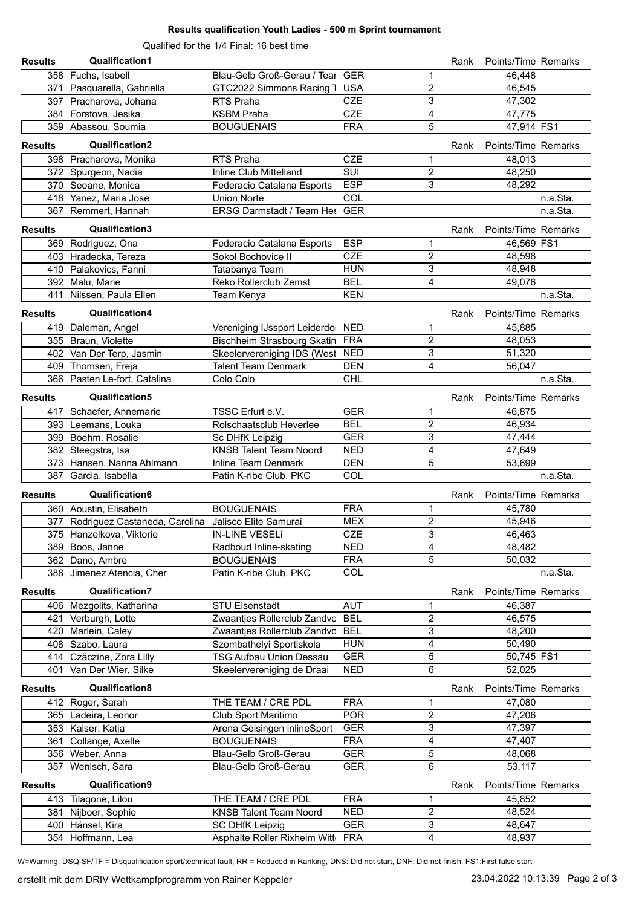**Results qualification Youth Ladies - 500 m Sprint tournament**

Qualified for the 1/4 Final: 16 best time

**Results Qualification1**

| No. | Name | Club | Nation | Rank | Points/Time | Remarks |
|---|---|---|---|---|---|---|
| 358 | Fuchs, Isabell | Blau-Gelb Groß-Gerau / Tear | GER | 1 | 46,448 | |
| 371 | Pasquarella, Gabriella | GTC2022 Simmons Racing T | USA | 2 | 46,545 | |
| 397 | Pracharova, Johana | RTS Praha | CZE | 3 | 47,302 | |
| 384 | Forstova, Jesika | KSBM Praha | CZE | 4 | 47,775 | |
| 359 | Abassou, Soumia | BOUGUENAIS | FRA | 5 | 47,914 | FS1 |

**Results Qualification2**

| No. | Name | Club | Nation | Rank | Points/Time | Remarks |
|---|---|---|---|---|---|---|
| 398 | Pracharova, Monika | RTS Praha | CZE | 1 | 48,013 | |
| 372 | Spurgeon, Nadia | Inline Club Mittelland | SUI | 2 | 48,250 | |
| 370 | Seoane, Monica | Federacio Catalana Esports | ESP | 3 | 48,292 | |
| 418 | Yanez, Maria Jose | Union Norte | COL | | | n.a.Sta. |
| 367 | Remmert, Hannah | ERSG Darmstadt / Team Hes | GER | | | n.a.Sta. |

**Results Qualification3**

| No. | Name | Club | Nation | Rank | Points/Time | Remarks |
|---|---|---|---|---|---|---|
| 369 | Rodriguez, Ona | Federacio Catalana Esports | ESP | 1 | 46,569 | FS1 |
| 403 | Hradecka, Tereza | Sokol Bochovice II | CZE | 2 | 48,598 | |
| 410 | Palakovics, Fanni | Tatabanya Team | HUN | 3 | 48,948 | |
| 392 | Malu, Marie | Reko Rollerclub Zemst | BEL | 4 | 49,076 | |
| 411 | Nilssen, Paula Ellen | Team Kenya | KEN | | | n.a.Sta. |

**Results Qualification4**

| No. | Name | Club | Nation | Rank | Points/Time | Remarks |
|---|---|---|---|---|---|---|
| 419 | Daleman, Angel | Vereniging IJssport Leiderdo | NED | 1 | 45,885 | |
| 355 | Braun, Violette | Bischheim Strasbourg Skatin | FRA | 2 | 48,053 | |
| 402 | Van Der Terp, Jasmin | Skeelervereniging IDS (West | NED | 3 | 51,320 | |
| 409 | Thomsen, Freja | Talent Team Denmark | DEN | 4 | 56,047 | |
| 366 | Pasten Le-fort, Catalina | Colo Colo | CHL | | | n.a.Sta. |

**Results Qualification5**

| No. | Name | Club | Nation | Rank | Points/Time | Remarks |
|---|---|---|---|---|---|---|
| 417 | Schaefer, Annemarie | TSSC Erfurt e.V. | GER | 1 | 46,875 | |
| 393 | Leemans, Louka | Rolschaatsclub Heverlee | BEL | 2 | 46,934 | |
| 399 | Boehm, Rosalie | Sc DHfK Leipzig | GER | 3 | 47,444 | |
| 382 | Steegstra, Isa | KNSB Talent Team Noord | NED | 4 | 47,649 | |
| 373 | Hansen, Nanna Ahlmann | Inline Team Denmark | DEN | 5 | 53,699 | |
| 387 | Garcia, Isabella | Patin K-ribe Club. PKC | COL | | | n.a.Sta. |

**Results Qualification6**

| No. | Name | Club | Nation | Rank | Points/Time | Remarks |
|---|---|---|---|---|---|---|
| 360 | Aoustin, Elisabeth | BOUGUENAIS | FRA | 1 | 45,780 | |
| 377 | Rodriguez Castaneda, Carolina | Jalisco Elite Samurai | MEX | 2 | 45,946 | |
| 375 | Hanzelkova, Viktorie | IN-LINE VESELi | CZE | 3 | 46,463 | |
| 389 | Boos, Janne | Radboud Inline-skating | NED | 4 | 48,482 | |
| 362 | Dano, Ambre | BOUGUENAIS | FRA | 5 | 50,032 | |
| 388 | Jimenez Atencia, Cher | Patin K-ribe Club. PKC | COL | | | n.a.Sta. |

**Results Qualification7**

| No. | Name | Club | Nation | Rank | Points/Time | Remarks |
|---|---|---|---|---|---|---|
| 406 | Mezgolits, Katharina | STU Eisenstadt | AUT | 1 | 46,387 | |
| 421 | Verburgh, Lotte | Zwaantjes Rollerclub Zandvo | BEL | 2 | 46,575 | |
| 420 | Marlein, Caley | Zwaantjes Rollerclub Zandvo | BEL | 3 | 48,200 | |
| 408 | Szabo, Laura | Szombathelyi Sportiskola | HUN | 4 | 50,490 | |
| 414 | Czäczine, Zora Lilly | TSG Aufbau Union Dessau | GER | 5 | 50,745 | FS1 |
| 401 | Van Der Wier, Silke | Skeelervereniging de Draai | NED | 6 | 52,025 | |

**Results Qualification8**

| No. | Name | Club | Nation | Rank | Points/Time | Remarks |
|---|---|---|---|---|---|---|
| 412 | Roger, Sarah | THE TEAM / CRE PDL | FRA | 1 | 47,080 | |
| 365 | Ladeira, Leonor | Club Sport Maritimo | POR | 2 | 47,206 | |
| 353 | Kaiser, Katja | Arena Geisingen inlineSport | GER | 3 | 47,397 | |
| 361 | Collange, Axelle | BOUGUENAIS | FRA | 4 | 47,407 | |
| 356 | Weber, Anna | Blau-Gelb Groß-Gerau | GER | 5 | 48,068 | |
| 357 | Wenisch, Sara | Blau-Gelb Groß-Gerau | GER | 6 | 53,117 | |

**Results Qualification9**

| No. | Name | Club | Nation | Rank | Points/Time | Remarks |
|---|---|---|---|---|---|---|
| 413 | Tilagone, Lilou | THE TEAM / CRE PDL | FRA | 1 | 45,852 | |
| 381 | Nijboer, Sophie | KNSB Talent Team Noord | NED | 2 | 48,524 | |
| 400 | Hänsel, Kira | SC DHfK Leipzig | GER | 3 | 48,647 | |
| 354 | Hoffmann, Lea | Asphalte Roller Rixheim Witt | FRA | 4 | 48,937 | |

W=Warning, DSQ-SF/TF = Disqualification sport/technical fault, RR = Reduced in Ranking, DNS: Did not start, DNF: Did not finish, FS1:First false start

erstellt mit dem DRIV Wettkampfprogramm von Rainer Keppeler — 23.04.2022 10:13:39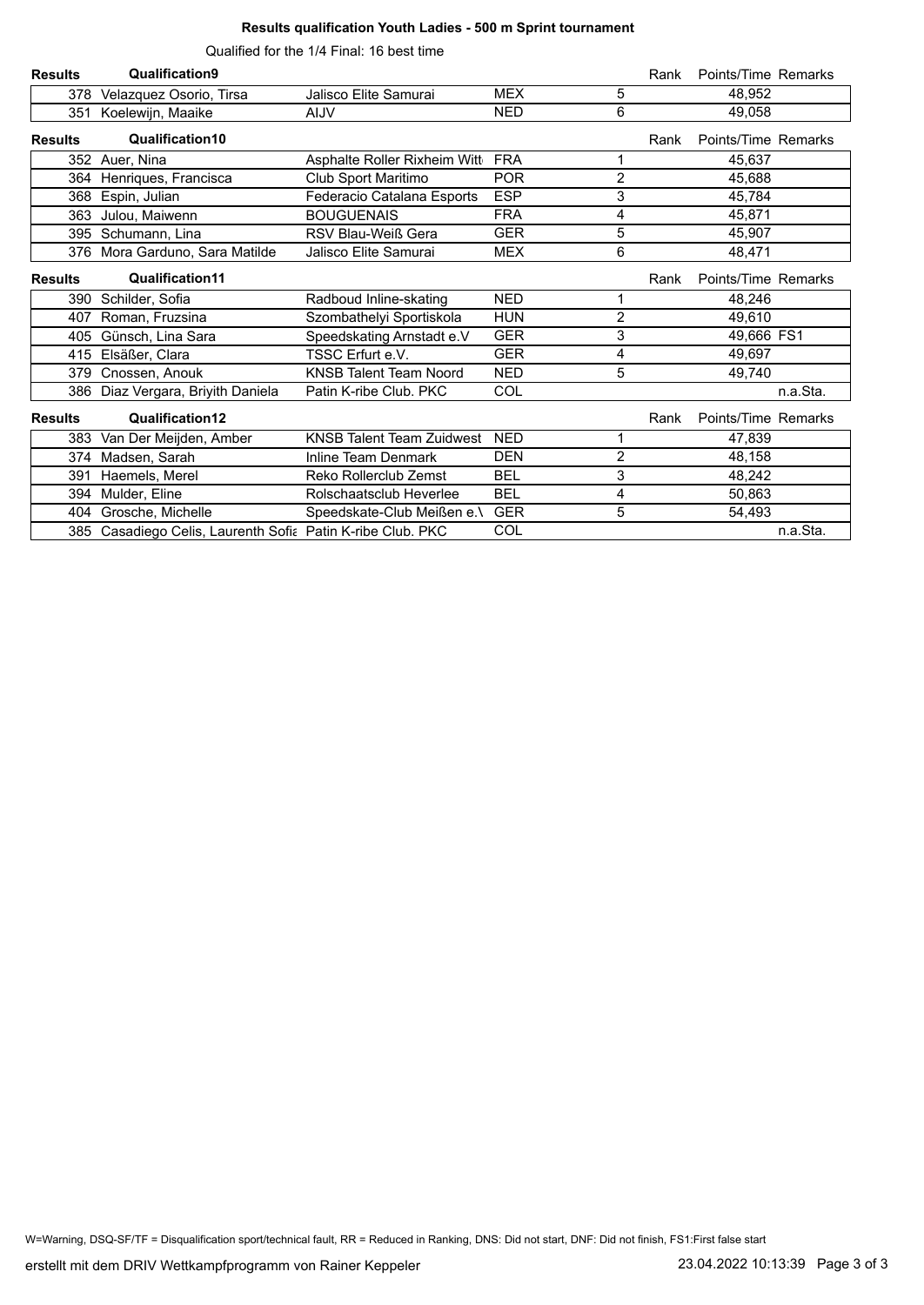**Results qualification Youth Ladies - 500 m Sprint tournament**

Qualified for the 1/4 Final: 16 best time

**Results Qualification9**

| | | | | Rank | Points/Time | Remarks |
|---|---|---|---|---|---|---|
| 378 | Velazquez Osorio, Tirsa | Jalisco Elite Samurai | MEX | 5 | 48,952 | |
| 351 | Koelewijn, Maaike | AIJV | NED | 6 | 49,058 | |

**Results Qualification10**

| | | | | Rank | Points/Time | Remarks |
|---|---|---|---|---|---|---|
| 352 | Auer, Nina | Asphalte Roller Rixheim Witt | FRA | 1 | 45,637 | |
| 364 | Henriques, Francisca | Club Sport Maritimo | POR | 2 | 45,688 | |
| 368 | Espin, Julian | Federacio Catalana Esports | ESP | 3 | 45,784 | |
| 363 | Julou, Maiwenn | BOUGUENAIS | FRA | 4 | 45,871 | |
| 395 | Schumann, Lina | RSV Blau-Weiß Gera | GER | 5 | 45,907 | |
| 376 | Mora Garduno, Sara Matilde | Jalisco Elite Samurai | MEX | 6 | 48,471 | |

**Results Qualification11**

| | | | | Rank | Points/Time | Remarks |
|---|---|---|---|---|---|---|
| 390 | Schilder, Sofia | Radboud Inline-skating | NED | 1 | 48,246 | |
| 407 | Roman, Fruzsina | Szombathelyi Sportiskola | HUN | 2 | 49,610 | |
| 405 | Günsch, Lina Sara | Speedskating Arnstadt e.V | GER | 3 | 49,666 | FS1 |
| 415 | Elsäßer, Clara | TSSC Erfurt e.V. | GER | 4 | 49,697 | |
| 379 | Cnossen, Anouk | KNSB Talent Team Noord | NED | 5 | 49,740 | |
| 386 | Diaz Vergara, Briyith Daniela | Patin K-ribe Club. PKC | COL | | | n.a.Sta. |

**Results Qualification12**

| | | | | Rank | Points/Time | Remarks |
|---|---|---|---|---|---|---|
| 383 | Van Der Meijden, Amber | KNSB Talent Team Zuidwest | NED | 1 | 47,839 | |
| 374 | Madsen, Sarah | Inline Team Denmark | DEN | 2 | 48,158 | |
| 391 | Haemels, Merel | Reko Rollerclub Zemst | BEL | 3 | 48,242 | |
| 394 | Mulder, Eline | Rolschaatsclub Heverlee | BEL | 4 | 50,863 | |
| 404 | Grosche, Michelle | Speedskate-Club Meißen e.\ | GER | 5 | 54,493 | |
| 385 | Casadiego Celis, Laurenth Sofia | Patin K-ribe Club. PKC | COL | | | n.a.Sta. |

W=Warning, DSQ-SF/TF = Disqualification sport/technical fault, RR = Reduced in Ranking, DNS: Did not start, DNF: Did not finish, FS1:First false start

erstellt mit dem DRIV Wettkampfprogramm von Rainer Keppeler 23.04.2022 10:13:39